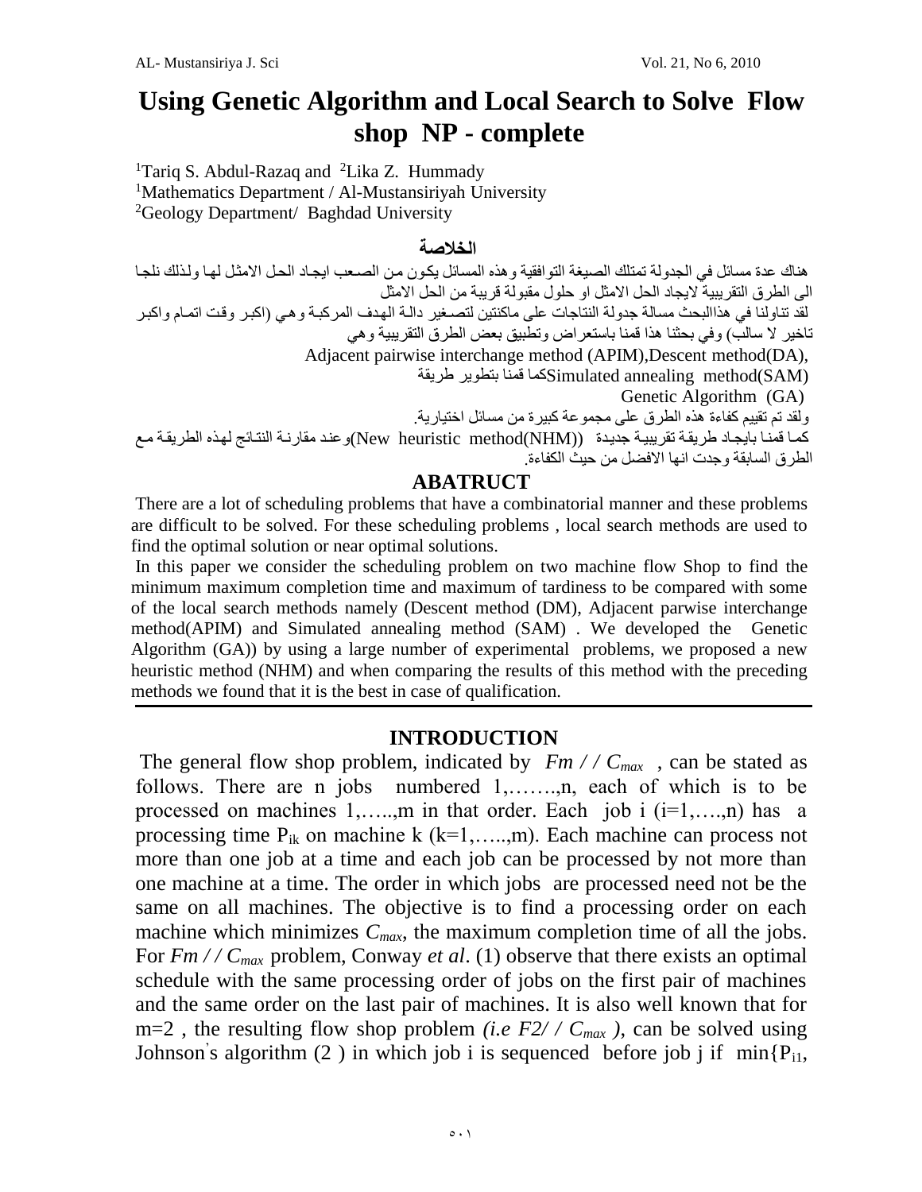# Using Genetic Algorithm and Local Search to Solve Flow shop NP - complete

[1]Tariq S. Abdul-Razaq and [2]Lika Z. Hummady

[1]Mathematics Department / Al-Mustansiriyah University

[2]Geology Department/ Baghdad University

## الخلاصة

هناك عدة مسائل في الجدولة تمتلك الصيغة التوافقية وهذه المسائل يكون من الصعب ايجاد الحل الامثل لها ولذلك نلجا الى الطرق التقريبية لايجاد الحل الامثل او حلول مقبولة قريبة من الحل الامثل

لقد تناولنا في هذاالبحث مسالة جدولة النتاجات على ماكنتين لتصغير دالة الهدف المركبة وهي (اكبر وقت اتمام واكبر تاخير لا سالب) وفي بحثنا هذا قمنا باستعراض وتطبيق بعض الطرق التقريبية وهي

Adjacent pairwise interchange method (APIM),Descent method(DA),

Simulated annealing method(SAM)كما قمنا بتطوير طريقة

Genetic Algorithm (GA)

ولقد تم تقييم كفاءة هذه الطرق على مجموعة كبيرة من مسائل اختيارية.

كما قمنا بايجاد طريقة تقريبية جديدة (New heuristic method(NHM))وعند مقارنة النتائج لهذه الطريقة مع الطرق السابقة وجدت انها الافضل من حيث الكفاءة.

## ABATRUCT

There are a lot of scheduling problems that have a combinatorial manner and these problems are difficult to be solved. For these scheduling problems , local search methods are used to find the optimal solution or near optimal solutions.

In this paper we consider the scheduling problem on two machine flow Shop to find the minimum maximum completion time and maximum of tardiness to be compared with some of the local search methods namely (Descent method (DM), Adjacent parwise interchange method(APIM) and Simulated annealing method (SAM) . We developed the Genetic Algorithm (GA)) by using a large number of experimental problems, we proposed a new heuristic method (NHM) and when comparing the results of this method with the preceding methods we found that it is the best in case of qualification.

## INTRODUCTION

The general flow shop problem, indicated by $Fm // C_{max}$ , can be stated as follows. There are n jobs numbered 1,…….,n, each of which is to be processed on machines 1,…..,m in that order. Each job i (i=1,….,n) has a processing time $P_{ik}$ on machine k (k=1,…..,m). Each machine can process not more than one job at a time and each job can be processed by not more than one machine at a time. The order in which jobs are processed need not be the same on all machines. The objective is to find a processing order on each machine which minimizes $C_{max}$, the maximum completion time of all the jobs. For $Fm // C_{max}$ problem, Conway *et al*. (1) observe that there exists an optimal schedule with the same processing order of jobs on the first pair of machines and the same order on the last pair of machines. It is also well known that for m=2 , the resulting flow shop problem *(i.e* $F2// C_{max}$ *)*, can be solved using Johnson's algorithm (2 ) in which job i is sequenced before job j if min{$P_{i1}$,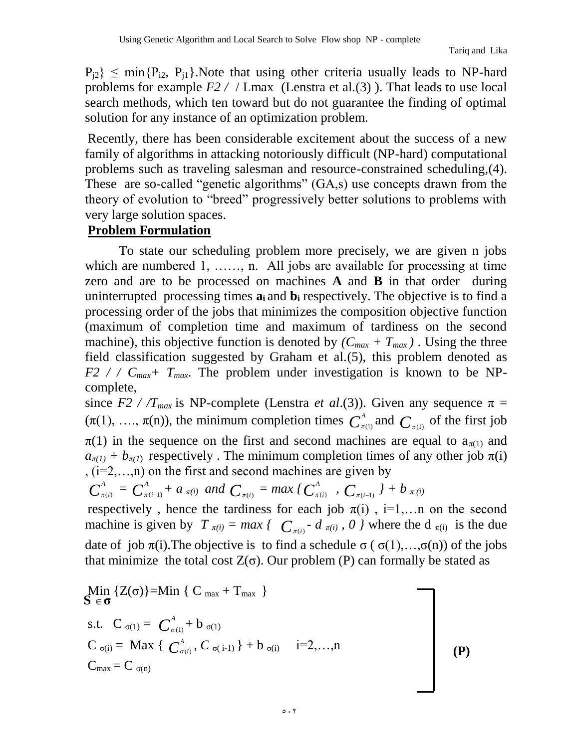$P_{j2}\} \leq \min\{P_{i2}, P_{j1}\}$.Note that using other criteria usually leads to NP-hard problems for example $F2 / / L\max$ (Lenstra et al.(3) ). That leads to use local search methods, which ten toward but do not guarantee the finding of optimal solution for any instance of an optimization problem.

Recently, there has been considerable excitement about the success of a new family of algorithms in attacking notoriously difficult (NP-hard) computational problems such as traveling salesman and resource-constrained scheduling,(4). These are so-called "genetic algorithms" (GA,s) use concepts drawn from the theory of evolution to "breed" progressively better solutions to problems with very large solution spaces.

## Problem Formulation

To state our scheduling problem more precisely, we are given n jobs which are numbered 1, ……, n. All jobs are available for processing at time zero and are to be processed on machines **A** and **B** in that order during uninterrupted processing times $a_i$ and $b_i$ respectively. The objective is to find a processing order of the jobs that minimizes the composition objective function (maximum of completion time and maximum of tardiness on the second machine), this objective function is denoted by $(C_{max} + T_{max})$ . Using the three field classification suggested by Graham et al.(5), this problem denoted as $F2 / / C_{max} + T_{max}$. The problem under investigation is known to be NP-complete, since $F2 / / T_{max}$ is NP-complete (Lenstra *et al*.(3)). Given any sequence $\pi = (\pi(1), …., \pi(n))$, the minimum completion times $C^A_{\pi(1)}$ and $C_{\pi(1)}$ of the first job $\pi(1)$ in the sequence on the first and second machines are equal to $a_{\pi(1)}$ and $a_{\pi(1)} + b_{\pi(1)}$ respectively . The minimum completion times of any other job $\pi(i)$ , (i=2,…,n) on the first and second machines are given by

$$C^A_{\pi(i)} = C^A_{\pi(i-1)} + a_{\pi(i)} \text{ and } C_{\pi(i)} = \max\{C^A_{\pi(i)} , C_{\pi(i-1)}\} + b_{\pi(i)}$$

respectively , hence the tardiness for each job $\pi(i)$ , i=1,…n on the second machine is given by $T_{\pi(i)} = \max\{ C_{\pi(i)} - d_{\pi(i)} , 0 \}$ where the $d_{\pi(i)}$ is the due date of job $\pi(i)$.The objective is to find a schedule $\sigma$ ( $\sigma(1),…,\sigma(n)$) of the jobs that minimize the total cost $Z(\sigma)$. Our problem (P) can formally be stated as

$$
\left.
\begin{aligned}
&\min_{S \in \sigma} \{Z(\sigma)\} = \min \{ C_{max} + T_{max} \} \\
&\text{s.t. } C_{\sigma(1)} = C^A_{\sigma(1)} + b_{\sigma(1)} \\
&C_{\sigma(i)} = \max\{ C^A_{\sigma(i)} , C_{\sigma(i-1)} \} + b_{\sigma(i)} \quad i=2,…,n \\
&C_{max} = C_{\sigma(n)}
\end{aligned}
\right] \quad \textbf{(P)}
$$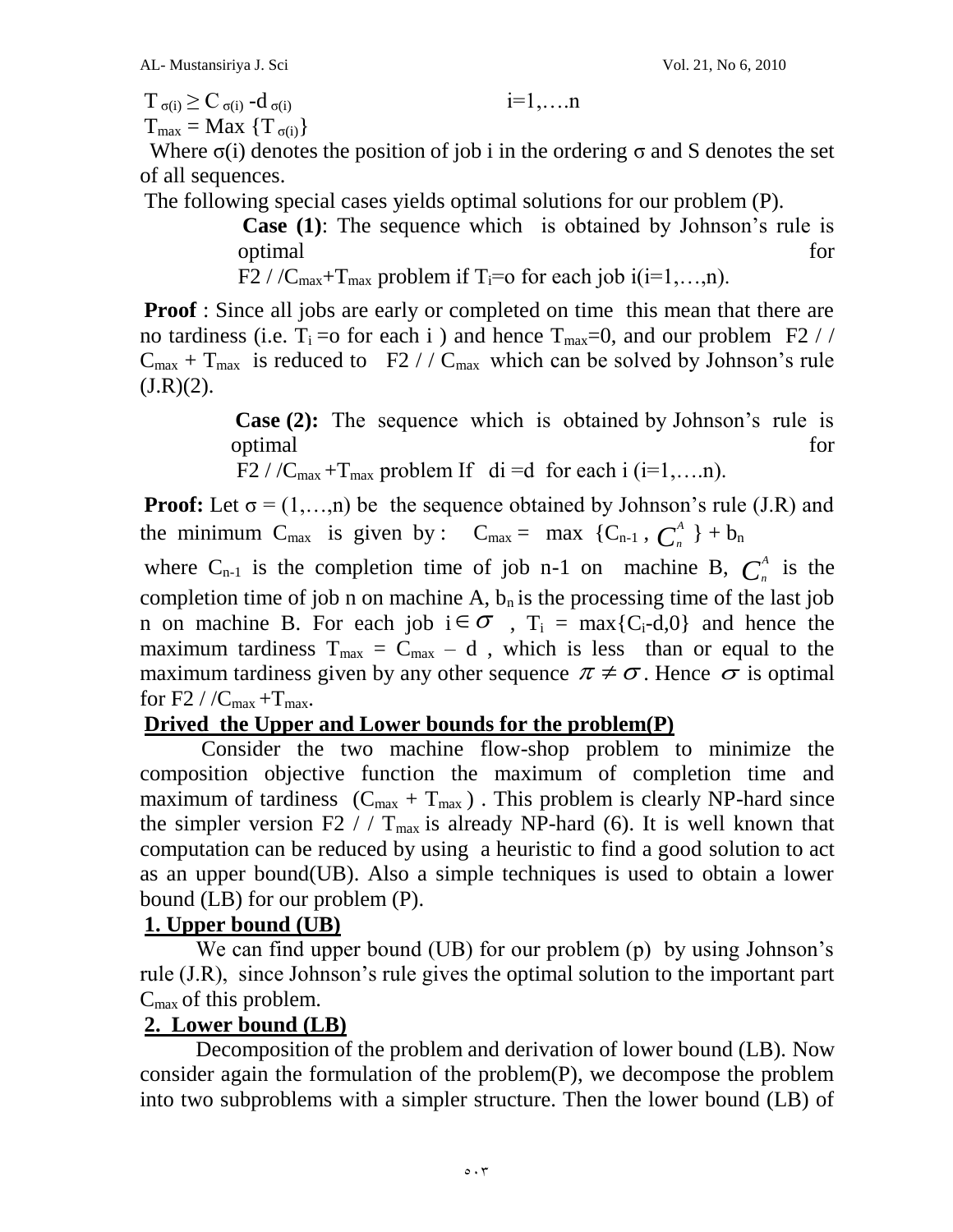$T_{\sigma(i)} \geq C_{\sigma(i)} - d_{\sigma(i)}$ $\qquad\qquad$ i=1,….n

$T_{max} = \text{Max} \{T_{\sigma(i)}\}$

Where σ(i) denotes the position of job i in the ordering σ and S denotes the set of all sequences.

The following special cases yields optimal solutions for our problem (P).

**Case (1)**: The sequence which is obtained by Johnson's rule is optimal for $F2 / / C_{max}+T_{max}$ problem if $T_i$=o for each job i(i=1,…,n).

**Proof** : Since all jobs are early or completed on time this mean that there are no tardiness (i.e. $T_i$ =o for each i ) and hence $T_{max}$=0, and our problem $F2 / / C_{max} + T_{max}$ is reduced to $F2 / / C_{max}$ which can be solved by Johnson's rule (J.R)(2).

**Case (2):** The sequence which is obtained by Johnson's rule is optimal for $F2 / / C_{max} +T_{max}$ problem If $d_i = d$ for each i (i=1,….n).

**Proof:** Let σ = (1,…,n) be the sequence obtained by Johnson's rule (J.R) and the minimum $C_{max}$ is given by : $C_{max} = \max \{C_{n-1}, C_n^A\} + b_n$

where $C_{n-1}$ is the completion time of job n-1 on machine B, $C_n^A$ is the completion time of job n on machine A, $b_n$ is the processing time of the last job n on machine B. For each job $i \in \sigma$ , $T_i = \max\{C_i - d, 0\}$ and hence the maximum tardiness $T_{max} = C_{max} - d$ , which is less than or equal to the maximum tardiness given by any other sequence $\pi \neq \sigma$. Hence $\sigma$ is optimal for $F2 / / C_{max} +T_{max}$.

## Drived the Upper and Lower bounds for the problem(P)

Consider the two machine flow-shop problem to minimize the composition objective function the maximum of completion time and maximum of tardiness ($C_{max} + T_{max}$) . This problem is clearly NP-hard since the simpler version $F2 / / T_{max}$ is already NP-hard (6). It is well known that computation can be reduced by using a heuristic to find a good solution to act as an upper bound(UB). Also a simple techniques is used to obtain a lower bound (LB) for our problem (P).

### 1. Upper bound (UB)

We can find upper bound (UB) for our problem (p) by using Johnson's rule (J.R), since Johnson's rule gives the optimal solution to the important part $C_{max}$ of this problem.

### 2. Lower bound (LB)

Decomposition of the problem and derivation of lower bound (LB). Now consider again the formulation of the problem(P), we decompose the problem into two subproblems with a simpler structure. Then the lower bound (LB) of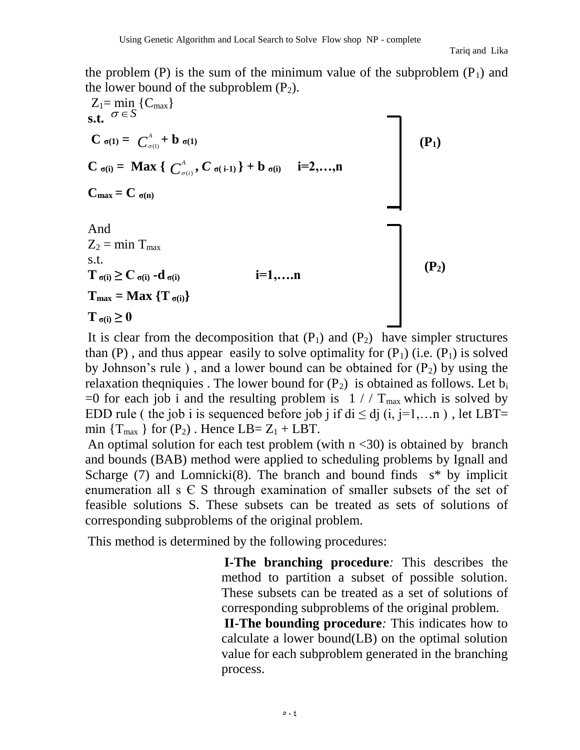the problem (P) is the sum of the minimum value of the subproblem ($P_1$) and the lower bound of the subproblem ($P_2$).

$$Z_1 = \min_{\sigma \in S} \{C_{max}\}$$

**s.t.**

$$\mathbf{C}_{\sigma(1)} = C^{A}_{\sigma(1)} + \mathbf{b}_{\sigma(1)} \qquad \textbf{(P}_1\textbf{)}$$

$$\mathbf{C}_{\sigma(i)} = \mathbf{Max}\{ C^{A}_{\sigma(i)}, C_{\sigma(i-1)} \} + \mathbf{b}_{\sigma(i)} \qquad i=2,\ldots,n$$

$$\mathbf{C}_{max} = \mathbf{C}_{\sigma(n)}$$

And

$$Z_2 = \min T_{max}$$

s.t.

$$\mathbf{T}_{\sigma(i)} \geq \mathbf{C}_{\sigma(i)} - \mathbf{d}_{\sigma(i)} \qquad i=1,\ldots.n \qquad \textbf{(P}_2\textbf{)}$$

$$\mathbf{T}_{max} = \mathbf{Max}\{\mathbf{T}_{\sigma(i)}\}$$

$$\mathbf{T}_{\sigma(i)} \geq 0$$

It is clear from the decomposition that ($P_1$) and ($P_2$) have simpler structures than (P) , and thus appear easily to solve optimality for ($P_1$) (i.e. ($P_1$) is solved by Johnson's rule ) , and a lower bound can be obtained for ($P_2$) by using the relaxation theqniquies . The lower bound for ($P_2$) is obtained as follows. Let $b_i$ =0 for each job i and the resulting problem is $1 / / T_{max}$ which is solved by EDD rule ( the job i is sequenced before job j if $di \leq dj$ (i, j=1,…n ) , let LBT= min {$T_{max}$ } for ($P_2$) . Hence LB= $Z_1$ + LBT.

An optimal solution for each test problem (with n <30) is obtained by branch and bounds (BAB) method were applied to scheduling problems by Ignall and Scharge (7) and Lomnicki(8). The branch and bound finds s* by implicit enumeration all s Є S through examination of smaller subsets of the set of feasible solutions S. These subsets can be treated as sets of solutions of corresponding subproblems of the original problem.

This method is determined by the following procedures:

**I-The branching procedure***:* This describes the method to partition a subset of possible solution. These subsets can be treated as a set of solutions of corresponding subproblems of the original problem.

**II-The bounding procedure***:* This indicates how to calculate a lower bound(LB) on the optimal solution value for each subproblem generated in the branching process.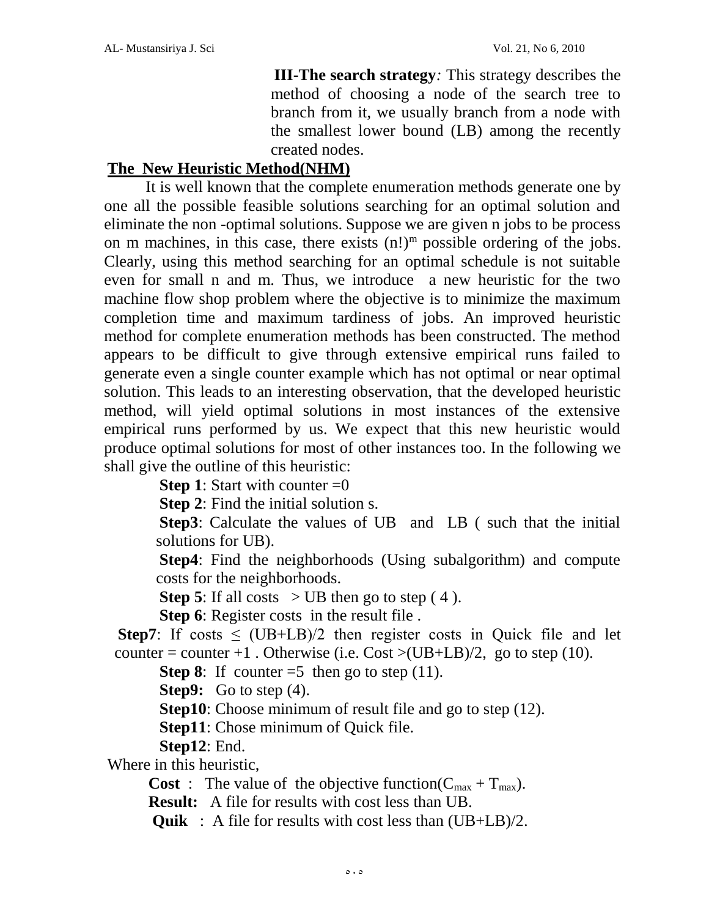**III-The search strategy***:* This strategy describes the method of choosing a node of the search tree to branch from it, we usually branch from a node with the smallest lower bound (LB) among the recently created nodes.

## The New Heuristic Method(NHM)

It is well known that the complete enumeration methods generate one by one all the possible feasible solutions searching for an optimal solution and eliminate the non -optimal solutions. Suppose we are given n jobs to be process on m machines, in this case, there exists $(n!)^m$ possible ordering of the jobs. Clearly, using this method searching for an optimal schedule is not suitable even for small n and m. Thus, we introduce a new heuristic for the two machine flow shop problem where the objective is to minimize the maximum completion time and maximum tardiness of jobs. An improved heuristic method for complete enumeration methods has been constructed. The method appears to be difficult to give through extensive empirical runs failed to generate even a single counter example which has not optimal or near optimal solution. This leads to an interesting observation, that the developed heuristic method, will yield optimal solutions in most instances of the extensive empirical runs performed by us. We expect that this new heuristic would produce optimal solutions for most of other instances too. In the following we shall give the outline of this heuristic:

**Step 1**: Start with counter =0

**Step 2**: Find the initial solution s.

**Step3**: Calculate the values of UB and LB ( such that the initial solutions for UB).

**Step4**: Find the neighborhoods (Using subalgorithm) and compute costs for the neighborhoods.

**Step 5**: If all costs > UB then go to step ( 4 ).

**Step 6**: Register costs in the result file .

**Step7**: If costs $\leq$ (UB+LB)/2 then register costs in Quick file and let counter = counter +1 . Otherwise (i.e. Cost >(UB+LB)/2, go to step (10).

**Step 8**: If counter =5 then go to step (11).

**Step9:** Go to step (4).

**Step10**: Choose minimum of result file and go to step (12).

**Step11**: Chose minimum of Quick file.

**Step12**: End.

Where in this heuristic,

**Cost** : The value of the objective function($C_{max} + T_{max}$).

**Result:** A file for results with cost less than UB.

**Quik** : A file for results with cost less than (UB+LB)/2.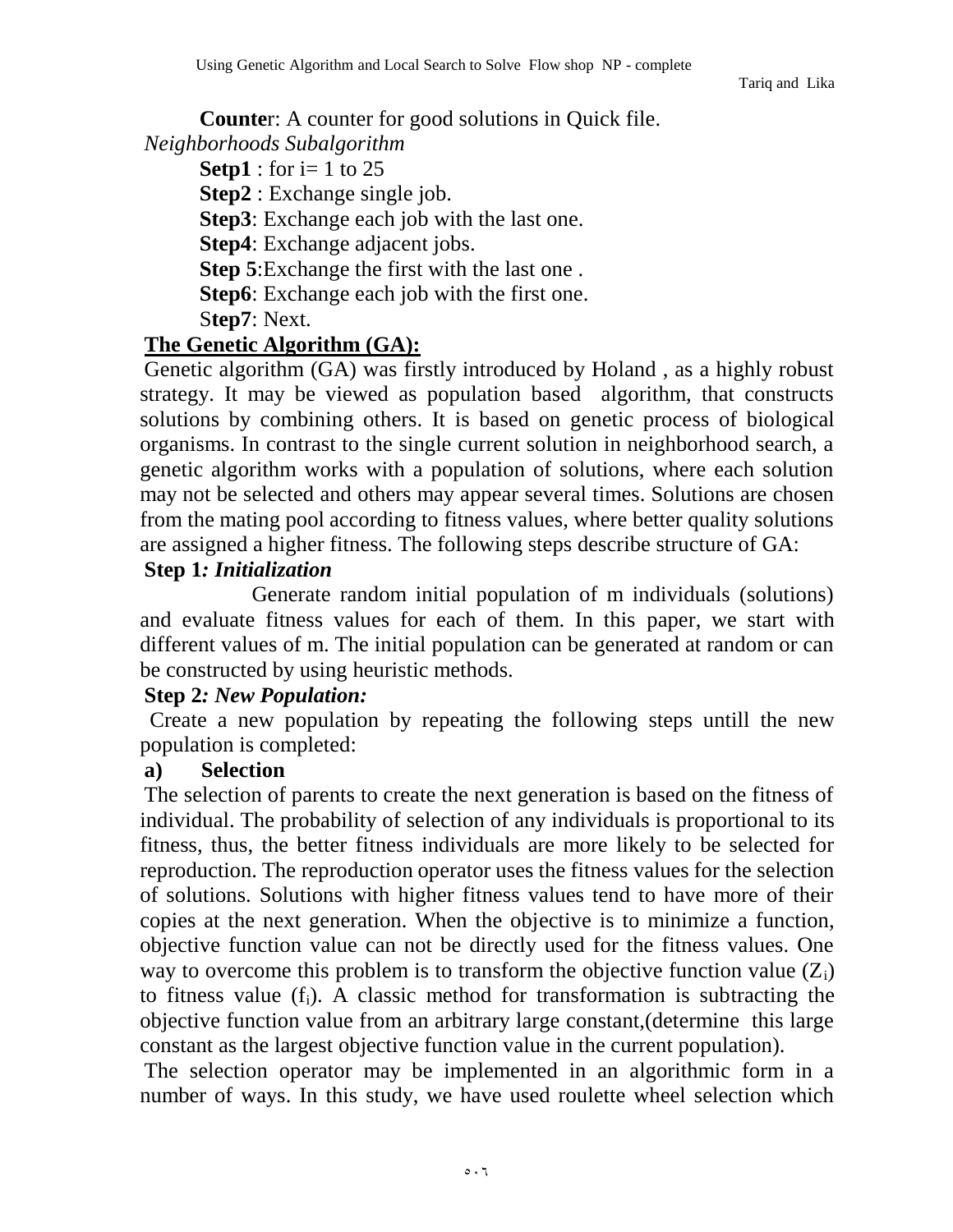**Counte**r: A counter for good solutions in Quick file.

*Neighborhoods Subalgorithm*

**Setp1** : for i= 1 to 25

**Step2** : Exchange single job.

**Step3**: Exchange each job with the last one.

**Step4**: Exchange adjacent jobs.

**Step 5**:Exchange the first with the last one .

**Step6**: Exchange each job with the first one.

S**tep7**: Next.

## The Genetic Algorithm (GA):

Genetic algorithm (GA) was firstly introduced by Holand , as a highly robust strategy. It may be viewed as population based algorithm, that constructs solutions by combining others. It is based on genetic process of biological organisms. In contrast to the single current solution in neighborhood search, a genetic algorithm works with a population of solutions, where each solution may not be selected and others may appear several times. Solutions are chosen from the mating pool according to fitness values, where better quality solutions are assigned a higher fitness. The following steps describe structure of GA:

**Step 1*: Initialization***

Generate random initial population of m individuals (solutions) and evaluate fitness values for each of them. In this paper, we start with different values of m. The initial population can be generated at random or can be constructed by using heuristic methods.

**Step 2*: New Population:***

Create a new population by repeating the following steps untill the new population is completed:

**a) Selection**

The selection of parents to create the next generation is based on the fitness of individual. The probability of selection of any individuals is proportional to its fitness, thus, the better fitness individuals are more likely to be selected for reproduction. The reproduction operator uses the fitness values for the selection of solutions. Solutions with higher fitness values tend to have more of their copies at the next generation. When the objective is to minimize a function, objective function value can not be directly used for the fitness values. One way to overcome this problem is to transform the objective function value ($Z_i$) to fitness value ($f_i$). A classic method for transformation is subtracting the objective function value from an arbitrary large constant,(determine this large constant as the largest objective function value in the current population).

The selection operator may be implemented in an algorithmic form in a number of ways. In this study, we have used roulette wheel selection which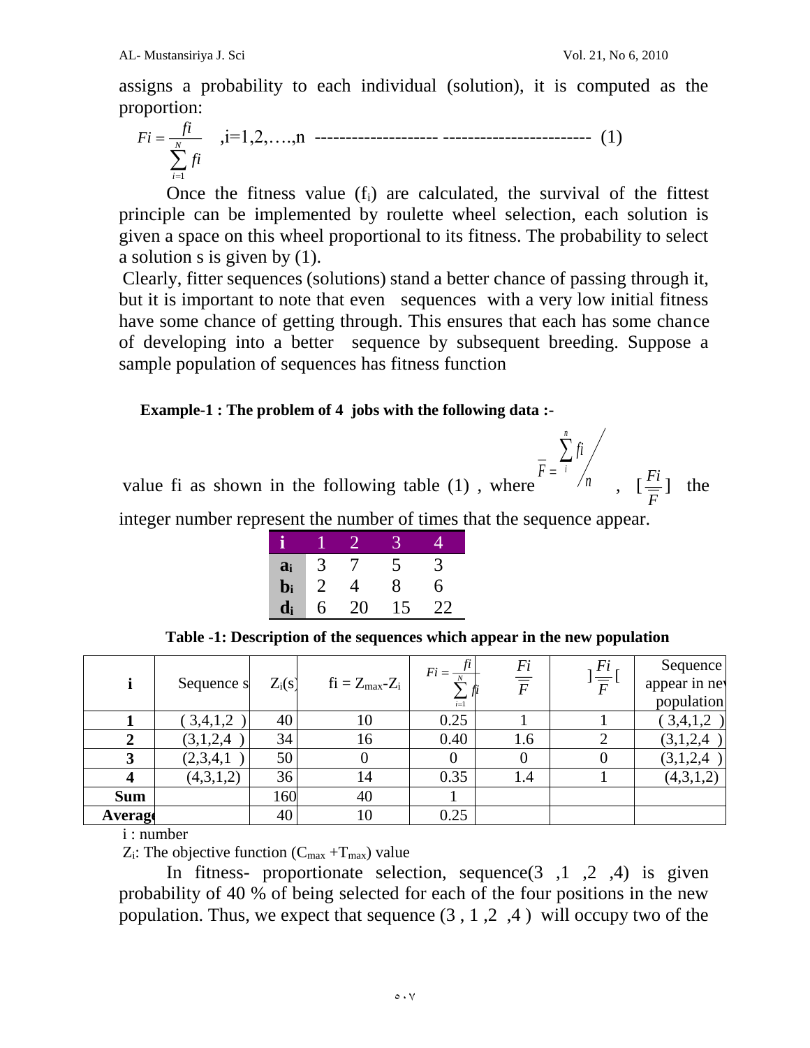assigns a probability to each individual (solution), it is computed as the proportion:

$$Fi = \frac{fi}{\sum_{i=1}^{N} fi} \quad ,i=1,2,\ldots,n \quad \text{-------------------- ------------------------} \quad (1)$$

Once the fitness value ($f_i$) are calculated, the survival of the fittest principle can be implemented by roulette wheel selection, each solution is given a space on this wheel proportional to its fitness. The probability to select a solution s is given by (1).

Clearly, fitter sequences (solutions) stand a better chance of passing through it, but it is important to note that even sequences with a very low initial fitness have some chance of getting through. This ensures that each has some chance of developing into a better sequence by subsequent breeding. Suppose a sample population of sequences has fitness function

**Example-1 : The problem of 4 jobs with the following data :-**

value fi as shown in the following table (1) , where $\overline{F} = \sum_{i}^{n} fi \Big/ n$ , $[\frac{Fi}{\overline{F}}]$ the integer number represent the number of times that the sequence appear.

| i | 1 | 2 | 3 | 4 |
|---|---|---|---|---|
| $a_i$ | 3 | 7 | 5 | 3 |
| $b_i$ | 2 | 4 | 8 | 6 |
| $d_i$ | 6 | 20 | 15 | 22 |

**Table -1: Description of the sequences which appear in the new population**

| i | Sequence s | $Z_i(s)$ | $fi = Z_{max}-Z_i$ | $Fi = \frac{fi}{\sum_{i=1}^{N} fi}$ | $\frac{Fi}{\overline{F}}$ | $]\frac{Fi}{\overline{F}}[$ | Sequence appear in new population |
|---|---|---|---|---|---|---|---|
| **1** | ( 3,4,1,2 ) | 40 | 10 | 0.25 | 1 | 1 | ( 3,4,1,2 ) |
| **2** | (3,1,2,4 ) | 34 | 16 | 0.40 | 1.6 | 2 | (3,1,2,4 ) |
| **3** | (2,3,4,1 ) | 50 | 0 | 0 | 0 | 0 | (3,1,2,4 ) |
| **4** | (4,3,1,2) | 36 | 14 | 0.35 | 1.4 | 1 | (4,3,1,2) |
| **Sum** | | 160 | 40 | 1 | | | |
| **Average** | | 40 | 10 | 0.25 | | | |

i : number

$Z_i$: The objective function ($C_{max} + T_{max}$) value

In fitness- proportionate selection, sequence(3 ,1 ,2 ,4) is given probability of 40 % of being selected for each of the four positions in the new population. Thus, we expect that sequence (3 , 1 ,2 ,4 ) will occupy two of the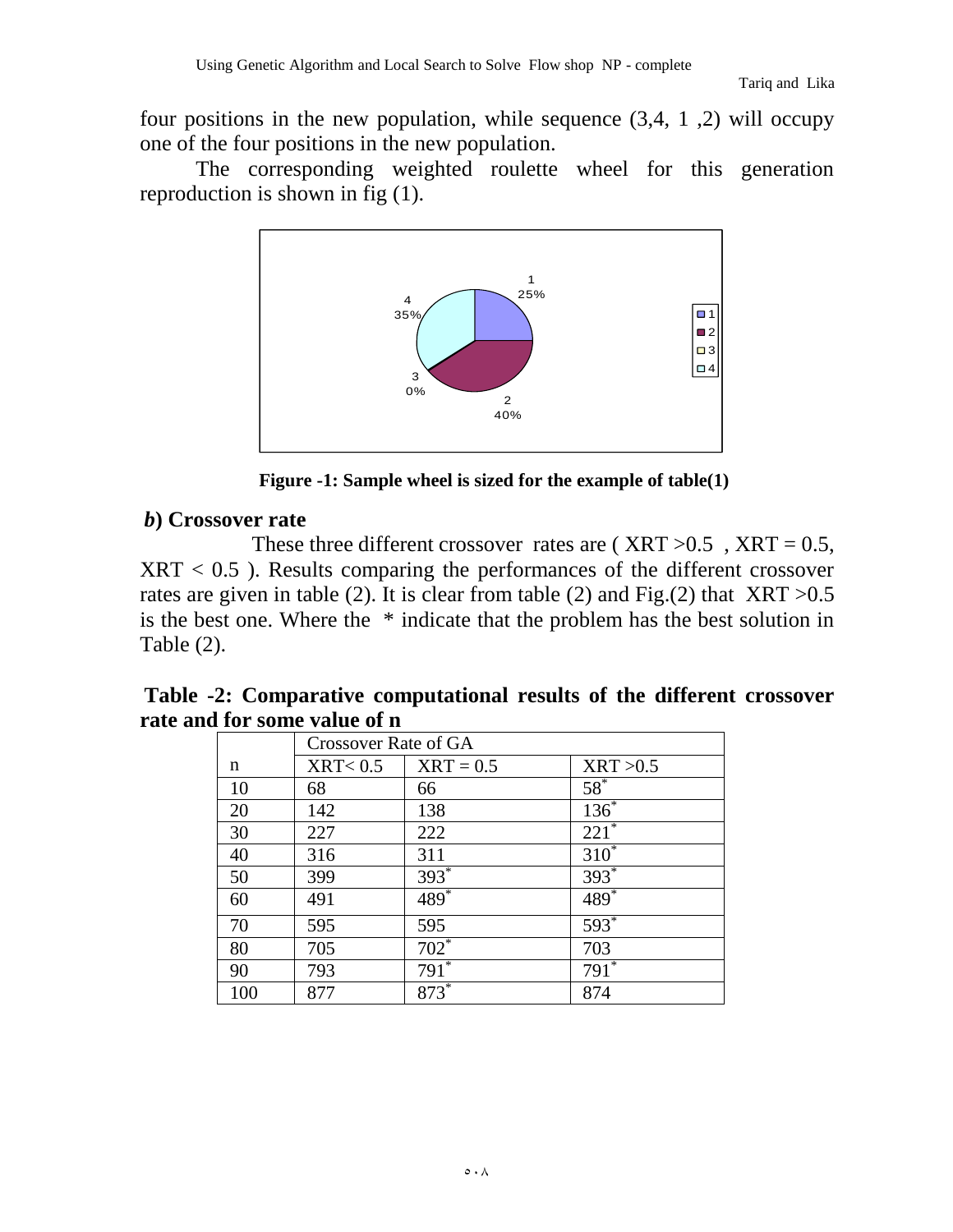four positions in the new population, while sequence (3,4, 1 ,2) will occupy one of the four positions in the new population.

The corresponding weighted roulette wheel for this generation reproduction is shown in fig (1).

**Figure -1: Sample wheel is sized for the example of table(1)**

### *b*) Crossover rate

These three different crossover rates are ( XRT >0.5 , XRT = 0.5, XRT < 0.5 ). Results comparing the performances of the different crossover rates are given in table (2). It is clear from table (2) and Fig.(2) that XRT >0.5 is the best one. Where the * indicate that the problem has the best solution in Table (2).

**Table -2: Comparative computational results of the different crossover rate and for some value of n**

| | Crossover Rate of GA | | |
|---|---|---|---|
| n | XRT< 0.5 | XRT = 0.5 | XRT >0.5 |
| 10 | 68 | 66 | 58* |
| 20 | 142 | 138 | 136* |
| 30 | 227 | 222 | 221* |
| 40 | 316 | 311 | 310* |
| 50 | 399 | 393* | 393* |
| 60 | 491 | 489* | 489* |
| 70 | 595 | 595 | 593* |
| 80 | 705 | 702* | 703 |
| 90 | 793 | 791* | 791* |
| 100 | 877 | 873* | 874 |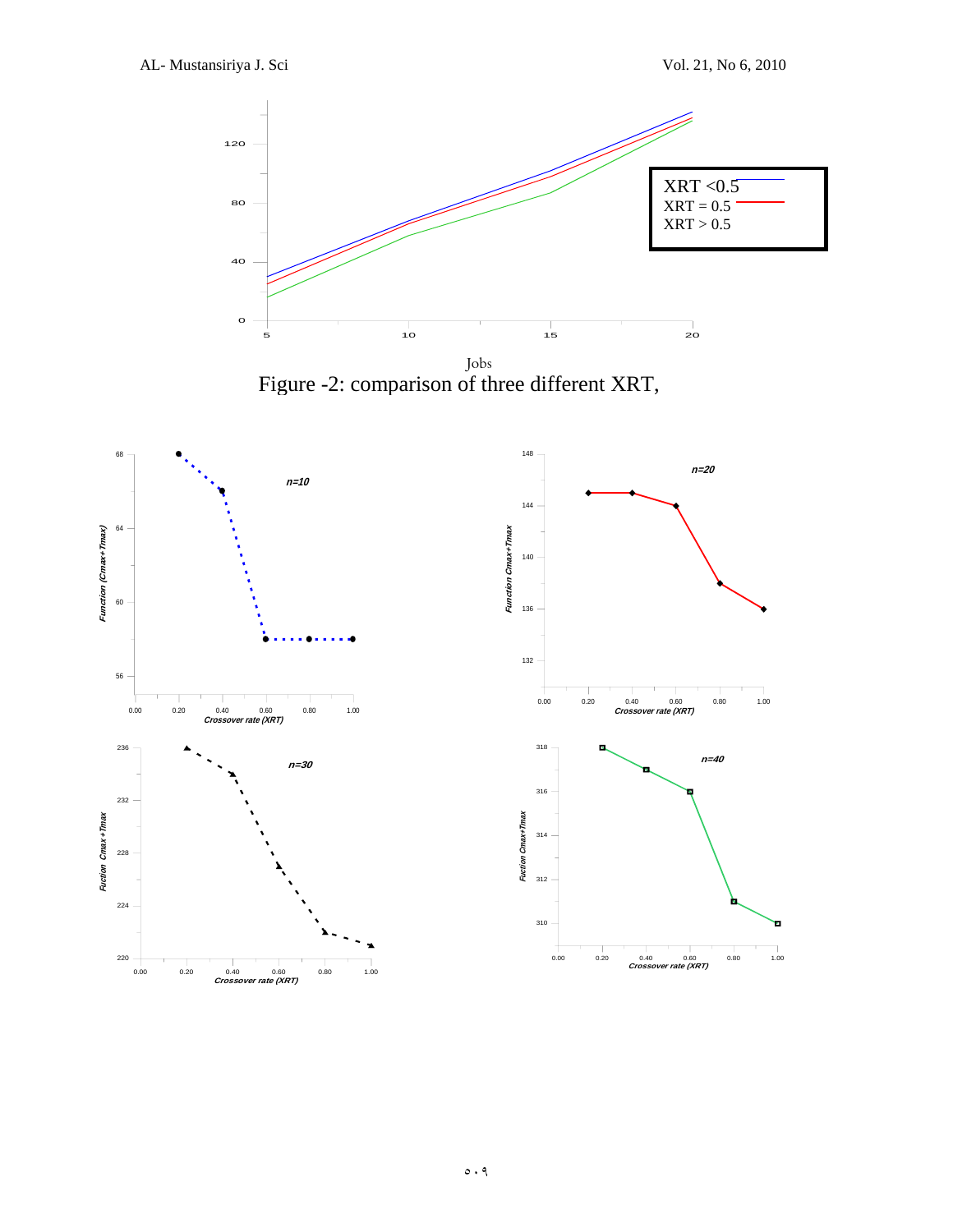Figure -2: comparison of three different XRT,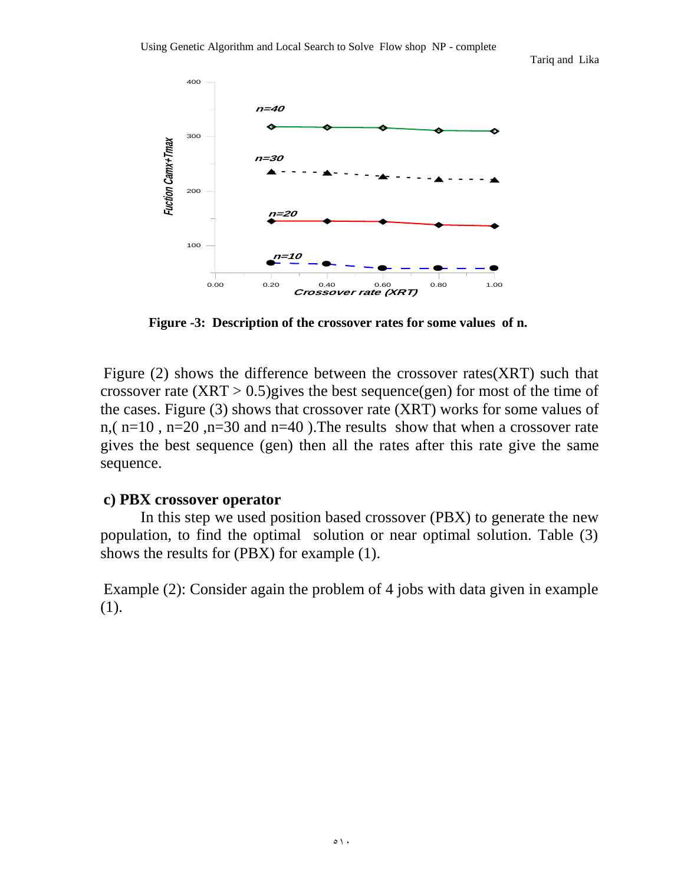**Figure -3: Description of the crossover rates for some values of n.**

Figure (2) shows the difference between the crossover rates(XRT) such that crossover rate (XRT > 0.5)gives the best sequence(gen) for most of the time of the cases. Figure (3) shows that crossover rate (XRT) works for some values of n,( n=10 , n=20 ,n=30 and n=40 ).The results show that when a crossover rate gives the best sequence (gen) then all the rates after this rate give the same sequence.

### c) PBX crossover operator

In this step we used position based crossover (PBX) to generate the new population, to find the optimal solution or near optimal solution. Table (3) shows the results for (PBX) for example (1).

Example (2): Consider again the problem of 4 jobs with data given in example (1).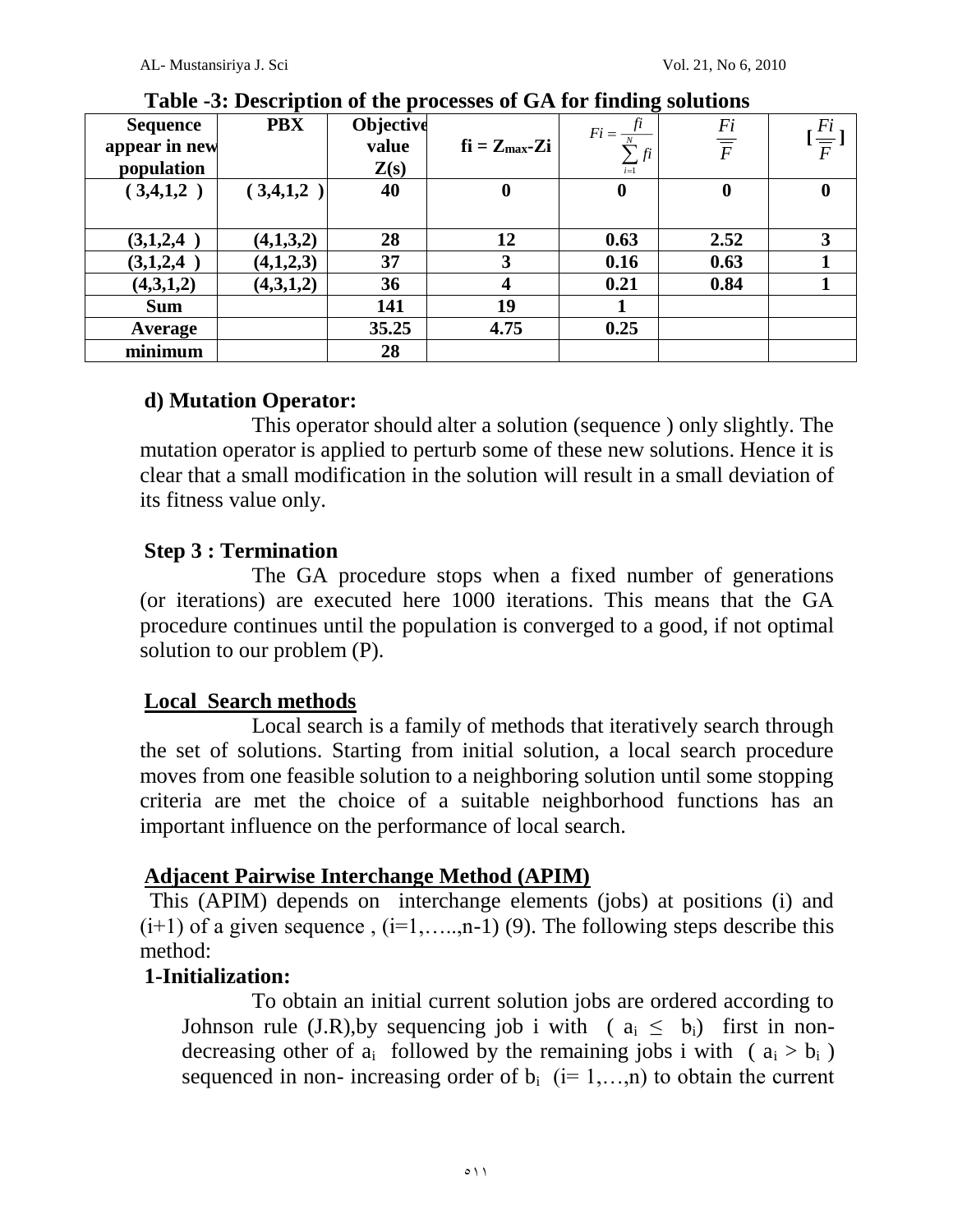**Table -3: Description of the processes of GA for finding solutions**

| Sequence appear in new population | PBX | Objective value Z(s) | $fi = Z_{max}\text{-}Zi$ | $Fi = \frac{fi}{\sum_{i=1}^{N} fi}$ | $\frac{Fi}{\overline{\overline{F}}}$ | $[\frac{Fi}{\overline{\overline{F}}}]$ |
|---|---|---|---|---|---|---|
| ( 3,4,1,2 ) | ( 3,4,1,2 ) | 40 | 0 | 0 | 0 | 0 |
| (3,1,2,4 ) | (4,1,3,2) | 28 | 12 | 0.63 | 2.52 | 3 |
| (3,1,2,4 ) | (4,1,2,3) | 37 | 3 | 0.16 | 0.63 | 1 |
| (4,3,1,2) | (4,3,1,2) | 36 | 4 | 0.21 | 0.84 | 1 |
| Sum | | 141 | 19 | 1 | | |
| Average | | 35.25 | 4.75 | 0.25 | | |
| minimum | | 28 | | | | |

**d) Mutation Operator:**

This operator should alter a solution (sequence ) only slightly. The mutation operator is applied to perturb some of these new solutions. Hence it is clear that a small modification in the solution will result in a small deviation of its fitness value only.

**Step 3 : Termination**

The GA procedure stops when a fixed number of generations (or iterations) are executed here 1000 iterations. This means that the GA procedure continues until the population is converged to a good, if not optimal solution to our problem (P).

**Local Search methods**

Local search is a family of methods that iteratively search through the set of solutions. Starting from initial solution, a local search procedure moves from one feasible solution to a neighboring solution until some stopping criteria are met the choice of a suitable neighborhood functions has an important influence on the performance of local search.

**Adjacent Pairwise Interchange Method (APIM)**

This (APIM) depends on interchange elements (jobs) at positions (i) and (i+1) of a given sequence , (i=1,…..,n-1) (9). The following steps describe this method:

**1-Initialization:**

To obtain an initial current solution jobs are ordered according to Johnson rule (J.R),by sequencing job i with ( $a_i \leq b_i$) first in non-decreasing other of $a_i$ followed by the remaining jobs i with ( $a_i > b_i$ ) sequenced in non- increasing order of $b_i$ (i= 1,…,n) to obtain the current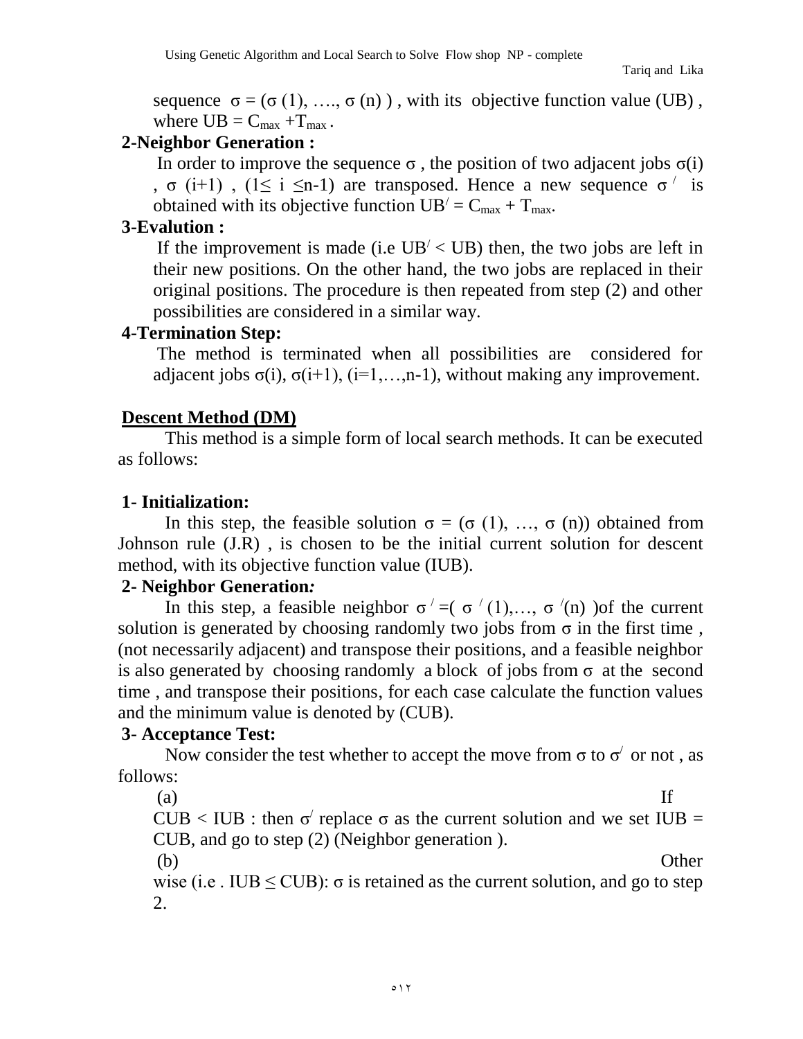sequence $\sigma = (\sigma(1), \ldots, \sigma(n))$, with its objective function value (UB), where $UB = C_{max} + T_{max}$.

**2-Neighbor Generation :**

In order to improve the sequence $\sigma$, the position of two adjacent jobs $\sigma(i)$, $\sigma(i+1)$, $(1 \leq i \leq n-1)$ are transposed. Hence a new sequence $\sigma^{/}$ is obtained with its objective function $UB^{/} = C_{max} + T_{max}$.

**3-Evalution :**

If the improvement is made (i.e $UB^{/} < UB$) then, the two jobs are left in their new positions. On the other hand, the two jobs are replaced in their original positions. The procedure is then repeated from step (2) and other possibilities are considered in a similar way.

**4-Termination Step:**

The method is terminated when all possibilities are considered for adjacent jobs $\sigma(i)$, $\sigma(i+1)$, $(i=1,\ldots,n-1)$, without making any improvement.

**Descent Method (DM)**

This method is a simple form of local search methods. It can be executed as follows:

**1- Initialization:**

In this step, the feasible solution $\sigma = (\sigma(1), \ldots, \sigma(n))$ obtained from Johnson rule (J.R), is chosen to be the initial current solution for descent method, with its objective function value (IUB).

**2- Neighbor Generation*:***

In this step, a feasible neighbor $\sigma^{/} = (\sigma^{/}(1), \ldots, \sigma^{/}(n))$ of the current solution is generated by choosing randomly two jobs from $\sigma$ in the first time, (not necessarily adjacent) and transpose their positions, and a feasible neighbor is also generated by choosing randomly a block of jobs from $\sigma$ at the second time, and transpose their positions, for each case calculate the function values and the minimum value is denoted by (CUB).

**3- Acceptance Test:**

Now consider the test whether to accept the move from $\sigma$ to $\sigma^{/}$ or not, as follows:

(a) If CUB < IUB : then $\sigma^{/}$ replace $\sigma$ as the current solution and we set IUB = CUB, and go to step (2) (Neighbor generation ).

(b) Other wise (i.e . IUB $\leq$ CUB): $\sigma$ is retained as the current solution, and go to step 2.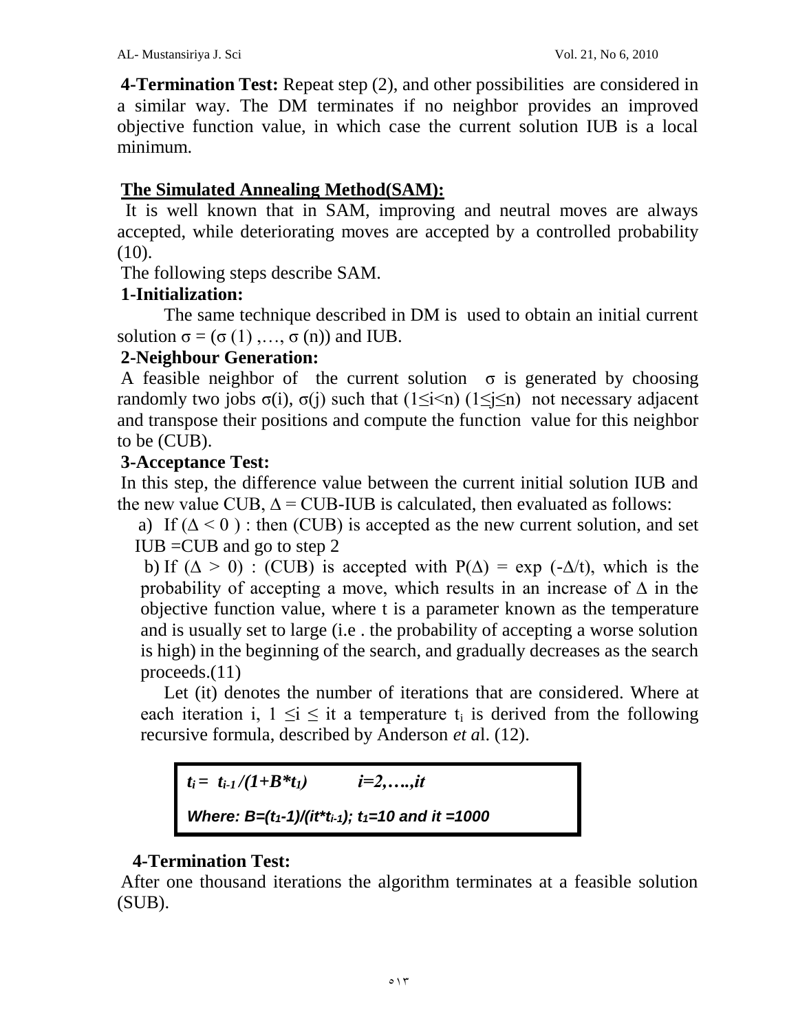**4-Termination Test:** Repeat step (2), and other possibilities are considered in a similar way. The DM terminates if no neighbor provides an improved objective function value, in which case the current solution IUB is a local minimum.

## The Simulated Annealing Method(SAM):

It is well known that in SAM, improving and neutral moves are always accepted, while deteriorating moves are accepted by a controlled probability (10).

The following steps describe SAM.

**1-Initialization:**

The same technique described in DM is used to obtain an initial current solution $\sigma = (\sigma(1), \ldots, \sigma(n))$ and IUB.

**2-Neighbour Generation:**

A feasible neighbor of the current solution $\sigma$ is generated by choosing randomly two jobs $\sigma(i)$, $\sigma(j)$ such that $(1 \le i < n)$ $(1 \le j \le n)$ not necessary adjacent and transpose their positions and compute the function value for this neighbor to be (CUB).

**3-Acceptance Test:**

In this step, the difference value between the current initial solution IUB and the new value CUB, $\Delta$ = CUB-IUB is calculated, then evaluated as follows:

a) If $(\Delta < 0)$ : then (CUB) is accepted as the new current solution, and set IUB =CUB and go to step 2

b) If $(\Delta > 0)$ : (CUB) is accepted with $P(\Delta) = \exp(-\Delta/t)$, which is the probability of accepting a move, which results in an increase of $\Delta$ in the objective function value, where t is a parameter known as the temperature and is usually set to large (i.e . the probability of accepting a worse solution is high) in the beginning of the search, and gradually decreases as the search proceeds.(11)

Let (it) denotes the number of iterations that are considered. Where at each iteration i, $1 \le i \le it$ a temperature $t_i$ is derived from the following recursive formula, described by Anderson *et a*l. (12).

$$t_i = t_{i-1}/(1+B*t_1) \qquad i=2,\ldots,it$$

**Where:** $B=(t_1-1)/(it*t_{i-1})$; $t_1=10$ and $it=1000$

**4-Termination Test:**

After one thousand iterations the algorithm terminates at a feasible solution (SUB).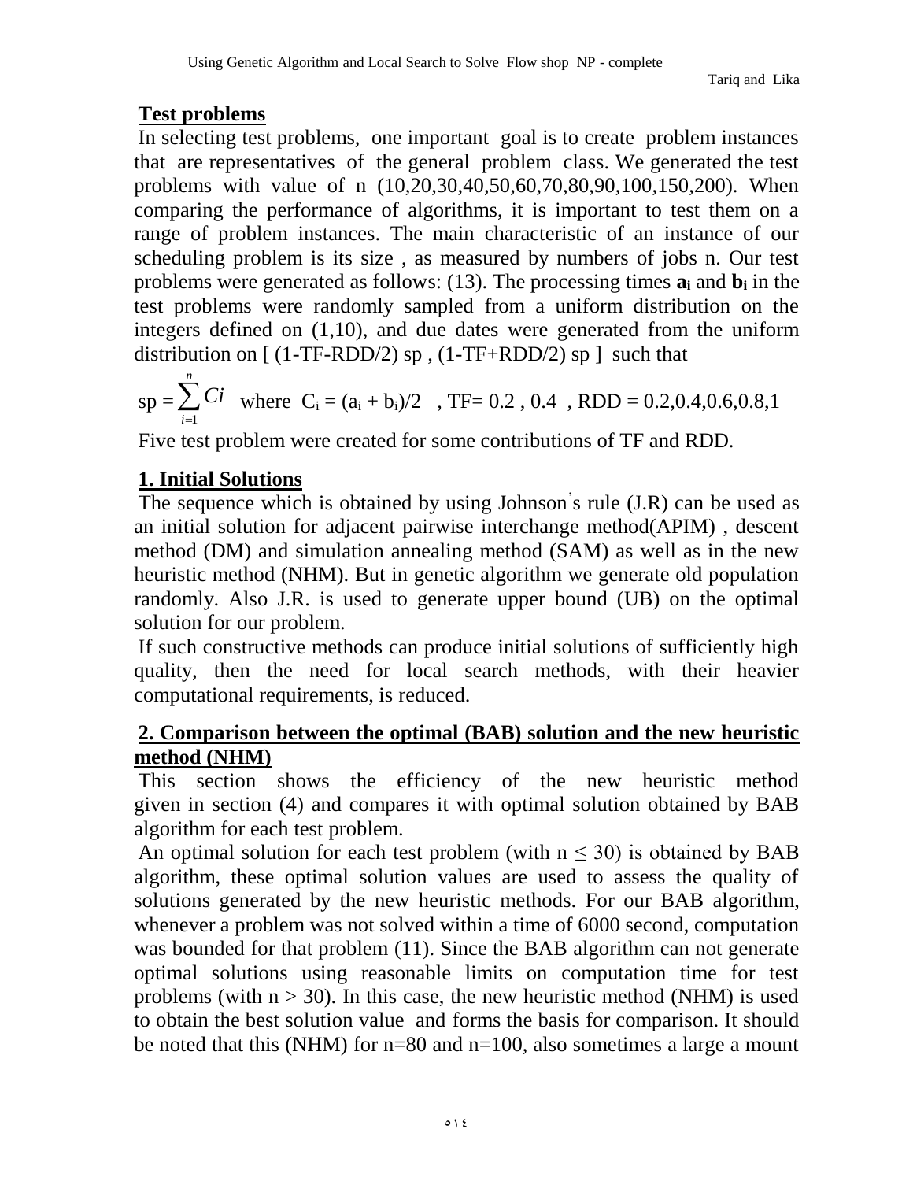## Test problems

In selecting test problems, one important goal is to create problem instances that are representatives of the general problem class. We generated the test problems with value of n (10,20,30,40,50,60,70,80,90,100,150,200). When comparing the performance of algorithms, it is important to test them on a range of problem instances. The main characteristic of an instance of our scheduling problem is its size , as measured by numbers of jobs n. Our test problems were generated as follows: (13). The processing times $\mathbf{a_i}$ and $\mathbf{b_i}$ in the test problems were randomly sampled from a uniform distribution on the integers defined on (1,10), and due dates were generated from the uniform distribution on [ (1-TF-RDD/2) sp , (1-TF+RDD/2) sp ] such that

$$sp = \sum_{i=1}^{n} Ci \quad \text{where } C_i = (a_i + b_i)/2 \quad , TF= 0.2 , 0.4 \quad , RDD = 0.2,0.4,0.6,0.8,1$$

Five test problem were created for some contributions of TF and RDD.

## 1. Initial Solutions

The sequence which is obtained by using Johnson's rule (J.R) can be used as an initial solution for adjacent pairwise interchange method(APIM) , descent method (DM) and simulation annealing method (SAM) as well as in the new heuristic method (NHM). But in genetic algorithm we generate old population randomly. Also J.R. is used to generate upper bound (UB) on the optimal solution for our problem.

If such constructive methods can produce initial solutions of sufficiently high quality, then the need for local search methods, with their heavier computational requirements, is reduced.

## 2. Comparison between the optimal (BAB) solution and the new heuristic method (NHM)

This section shows the efficiency of the new heuristic method given in section (4) and compares it with optimal solution obtained by BAB algorithm for each test problem.

An optimal solution for each test problem (with $n \leq 30$) is obtained by BAB algorithm, these optimal solution values are used to assess the quality of solutions generated by the new heuristic methods. For our BAB algorithm, whenever a problem was not solved within a time of 6000 second, computation was bounded for that problem (11). Since the BAB algorithm can not generate optimal solutions using reasonable limits on computation time for test problems (with $n > 30$). In this case, the new heuristic method (NHM) is used to obtain the best solution value and forms the basis for comparison. It should be noted that this (NHM) for n=80 and n=100, also sometimes a large a mount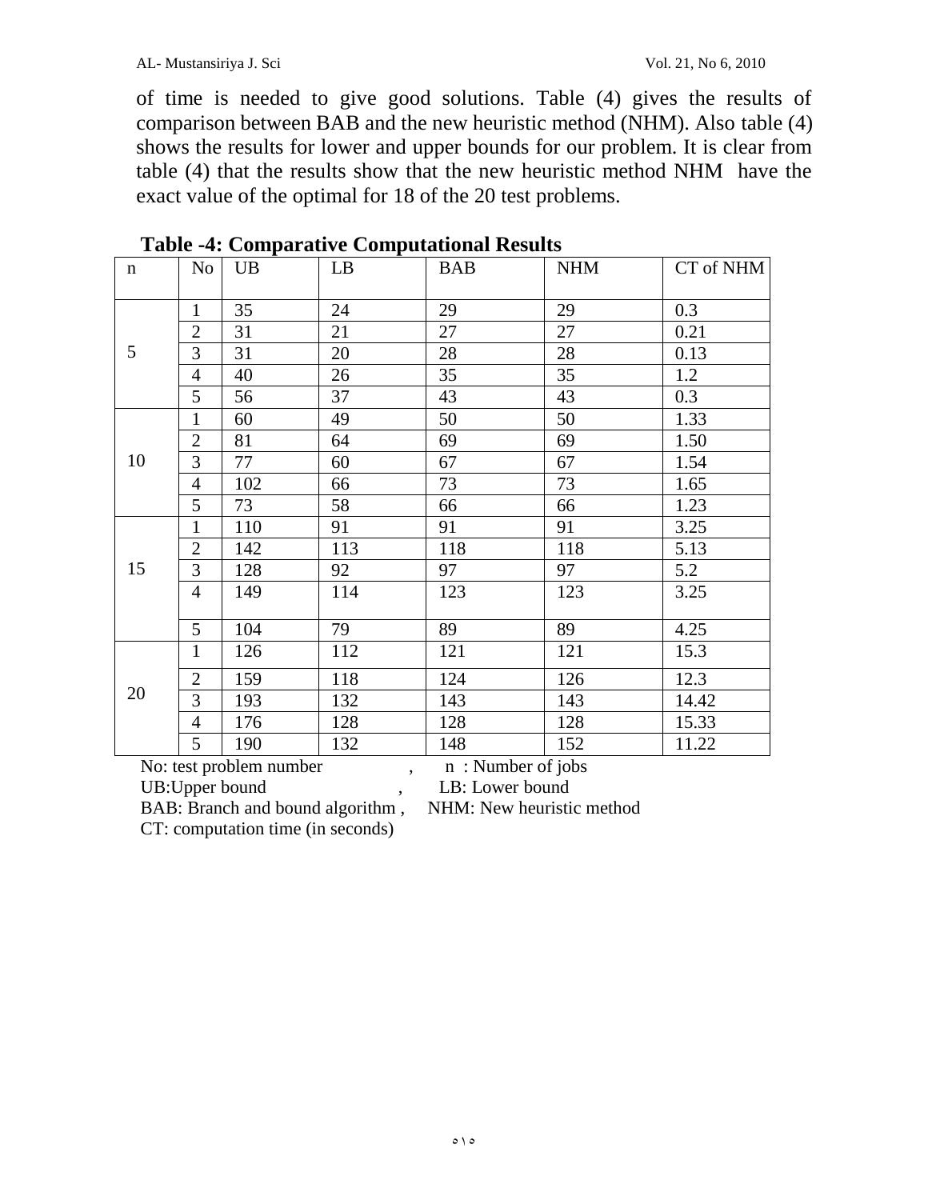of time is needed to give good solutions. Table (4) gives the results of comparison between BAB and the new heuristic method (NHM). Also table (4) shows the results for lower and upper bounds for our problem. It is clear from table (4) that the results show that the new heuristic method NHM have the exact value of the optimal for 18 of the 20 test problems.

**Table -4: Comparative Computational Results**

| n | No | UB | LB | BAB | NHM | CT of NHM |
|---|---|---|---|---|---|---|
| 5 | 1 | 35 | 24 | 29 | 29 | 0.3 |
| | 2 | 31 | 21 | 27 | 27 | 0.21 |
| | 3 | 31 | 20 | 28 | 28 | 0.13 |
| | 4 | 40 | 26 | 35 | 35 | 1.2 |
| | 5 | 56 | 37 | 43 | 43 | 0.3 |
| 10 | 1 | 60 | 49 | 50 | 50 | 1.33 |
| | 2 | 81 | 64 | 69 | 69 | 1.50 |
| | 3 | 77 | 60 | 67 | 67 | 1.54 |
| | 4 | 102 | 66 | 73 | 73 | 1.65 |
| | 5 | 73 | 58 | 66 | 66 | 1.23 |
| 15 | 1 | 110 | 91 | 91 | 91 | 3.25 |
| | 2 | 142 | 113 | 118 | 118 | 5.13 |
| | 3 | 128 | 92 | 97 | 97 | 5.2 |
| | 4 | 149 | 114 | 123 | 123 | 3.25 |
| | 5 | 104 | 79 | 89 | 89 | 4.25 |
| 20 | 1 | 126 | 112 | 121 | 121 | 15.3 |
| | 2 | 159 | 118 | 124 | 126 | 12.3 |
| | 3 | 193 | 132 | 143 | 143 | 14.42 |
| | 4 | 176 | 128 | 128 | 128 | 15.33 |
| | 5 | 190 | 132 | 148 | 152 | 11.22 |

No: test problem number , n : Number of jobs
UB:Upper bound , LB: Lower bound
BAB: Branch and bound algorithm , NHM: New heuristic method
CT: computation time (in seconds)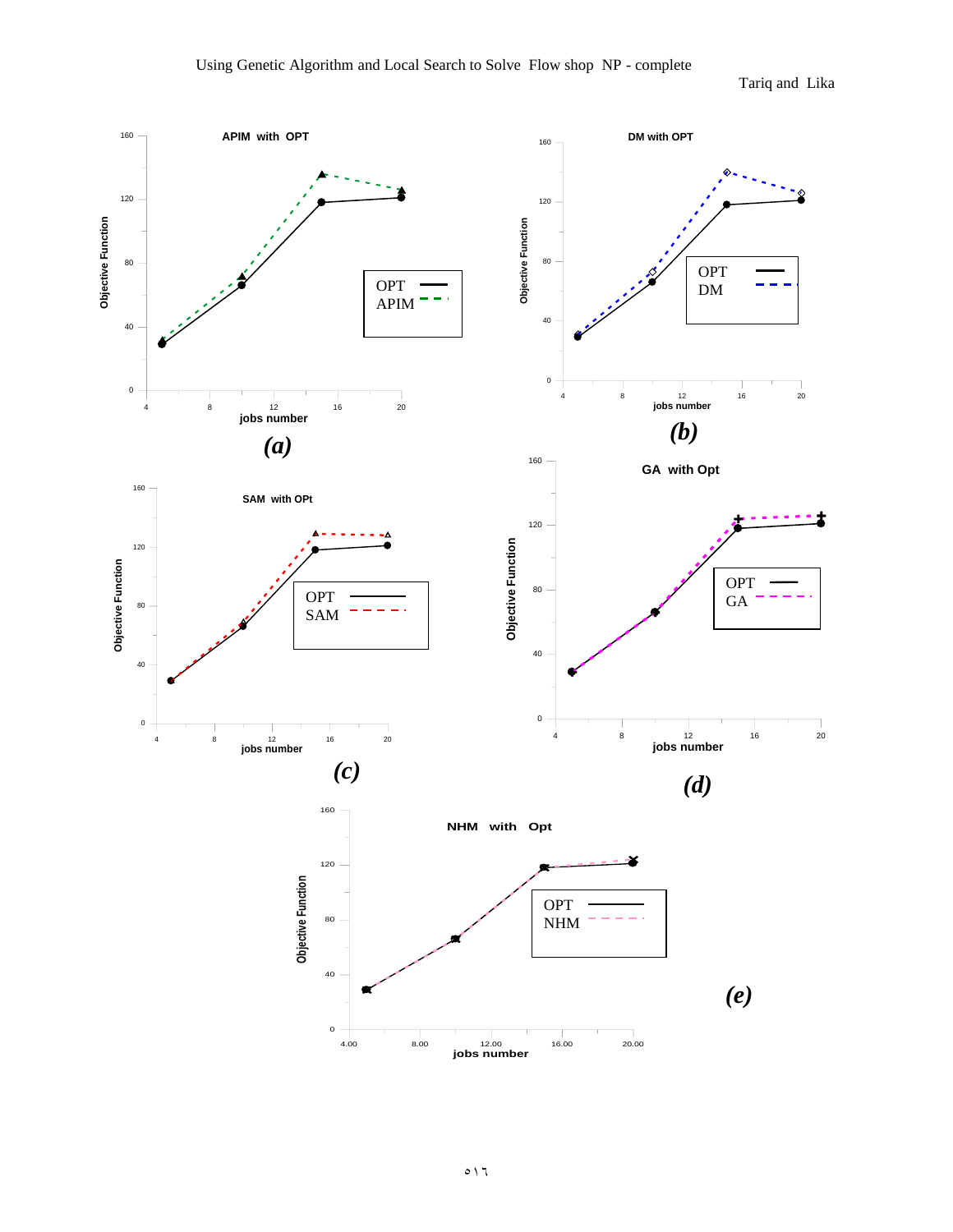APIM with OPT

Objective Function

jobs number

OPT
APIM

*(a)*

DM with OPT

Objective Function

jobs number

OPT
DM

*(b)*

SAM with OPt

Objective Function

jobs number

OPT
SAM

*(c)*

GA with Opt

Objective Function

jobs number

OPT
GA

*(d)*

NHM with Opt

Objective Function

jobs number

OPT
NHM

*(e)*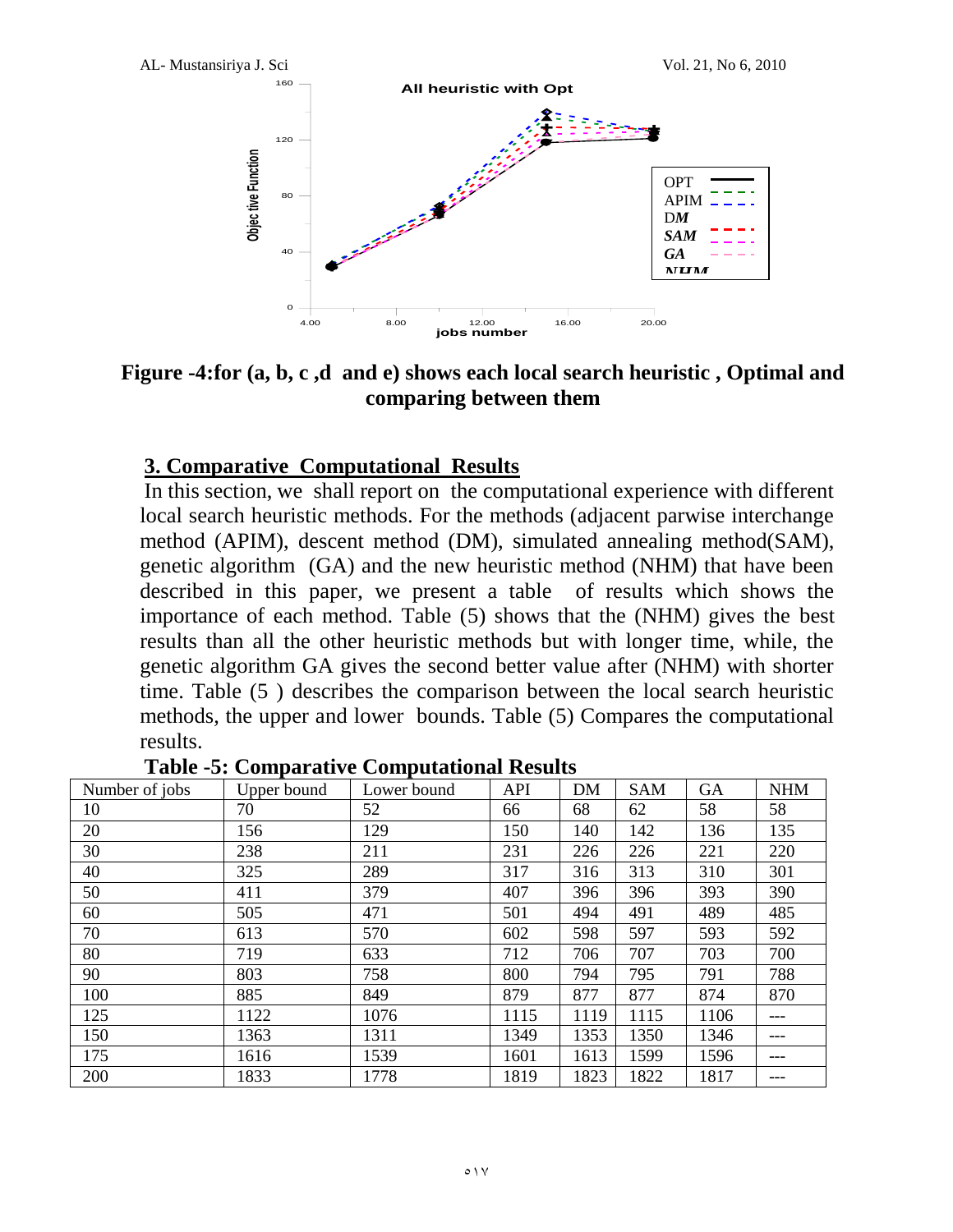Figure -4:for (a, b, c ,d and e) shows each local search heuristic , Optimal and comparing between them

## 3. Comparative Computational Results

In this section, we shall report on the computational experience with different local search heuristic methods. For the methods (adjacent parwise interchange method (APIM), descent method (DM), simulated annealing method(SAM), genetic algorithm (GA) and the new heuristic method (NHM) that have been described in this paper, we present a table of results which shows the importance of each method. Table (5) shows that the (NHM) gives the best results than all the other heuristic methods but with longer time, while, the genetic algorithm GA gives the second better value after (NHM) with shorter time. Table (5 ) describes the comparison between the local search heuristic methods, the upper and lower bounds. Table (5) Compares the computational results.

**Table -5: Comparative Computational Results**

| Number of jobs | Upper bound | Lower bound | API | DM | SAM | GA | NHM |
|---|---|---|---|---|---|---|---|
| 10 | 70 | 52 | 66 | 68 | 62 | 58 | 58 |
| 20 | 156 | 129 | 150 | 140 | 142 | 136 | 135 |
| 30 | 238 | 211 | 231 | 226 | 226 | 221 | 220 |
| 40 | 325 | 289 | 317 | 316 | 313 | 310 | 301 |
| 50 | 411 | 379 | 407 | 396 | 396 | 393 | 390 |
| 60 | 505 | 471 | 501 | 494 | 491 | 489 | 485 |
| 70 | 613 | 570 | 602 | 598 | 597 | 593 | 592 |
| 80 | 719 | 633 | 712 | 706 | 707 | 703 | 700 |
| 90 | 803 | 758 | 800 | 794 | 795 | 791 | 788 |
| 100 | 885 | 849 | 879 | 877 | 877 | 874 | 870 |
| 125 | 1122 | 1076 | 1115 | 1119 | 1115 | 1106 | --- |
| 150 | 1363 | 1311 | 1349 | 1353 | 1350 | 1346 | --- |
| 175 | 1616 | 1539 | 1601 | 1613 | 1599 | 1596 | --- |
| 200 | 1833 | 1778 | 1819 | 1823 | 1822 | 1817 | --- |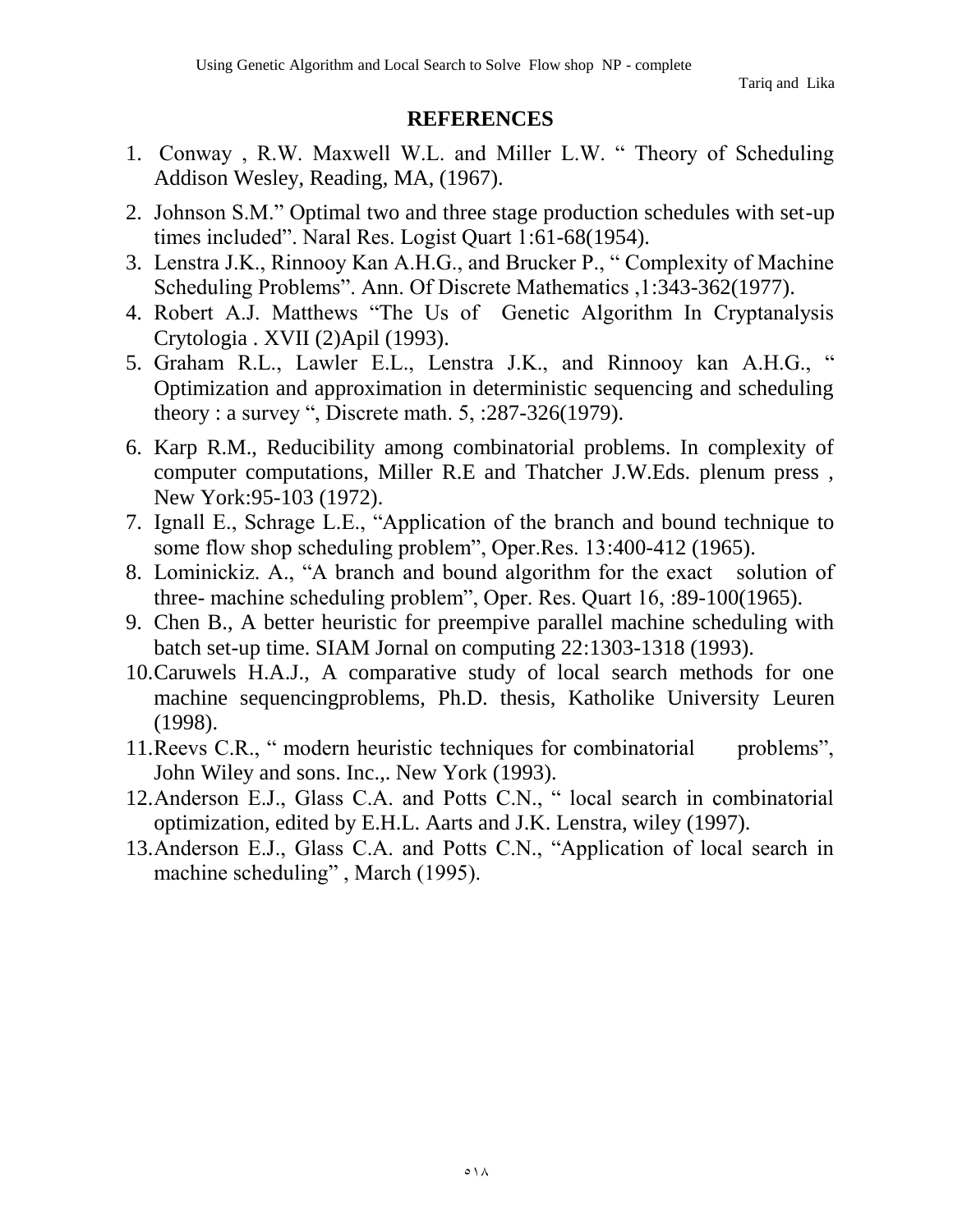## REFERENCES

1. Conway , R.W. Maxwell W.L. and Miller L.W. " Theory of Scheduling Addison Wesley, Reading, MA, (1967).
2. Johnson S.M." Optimal two and three stage production schedules with set-up times included". Naral Res. Logist Quart 1:61-68(1954).
3. Lenstra J.K., Rinnooy Kan A.H.G., and Brucker P., " Complexity of Machine Scheduling Problems". Ann. Of Discrete Mathematics ,1:343-362(1977).
4. Robert A.J. Matthews "The Us of Genetic Algorithm In Cryptanalysis Crytologia . XVII (2)Apil (1993).
5. Graham R.L., Lawler E.L., Lenstra J.K., and Rinnooy kan A.H.G., " Optimization and approximation in deterministic sequencing and scheduling theory : a survey ", Discrete math. 5, :287-326(1979).
6. Karp R.M., Reducibility among combinatorial problems. In complexity of computer computations, Miller R.E and Thatcher J.W.Eds. plenum press , New York:95-103 (1972).
7. Ignall E., Schrage L.E., "Application of the branch and bound technique to some flow shop scheduling problem", Oper.Res. 13:400-412 (1965).
8. Lominickiz. A., "A branch and bound algorithm for the exact solution of three- machine scheduling problem", Oper. Res. Quart 16, :89-100(1965).
9. Chen B., A better heuristic for preempive parallel machine scheduling with batch set-up time. SIAM Jornal on computing 22:1303-1318 (1993).
10. Caruwels H.A.J., A comparative study of local search methods for one machine sequencingproblems, Ph.D. thesis, Katholike University Leuren (1998).
11. Reevs C.R., " modern heuristic techniques for combinatorial problems", John Wiley and sons. Inc.,. New York (1993).
12. Anderson E.J., Glass C.A. and Potts C.N., " local search in combinatorial optimization, edited by E.H.L. Aarts and J.K. Lenstra, wiley (1997).
13. Anderson E.J., Glass C.A. and Potts C.N., "Application of local search in machine scheduling" , March (1995).